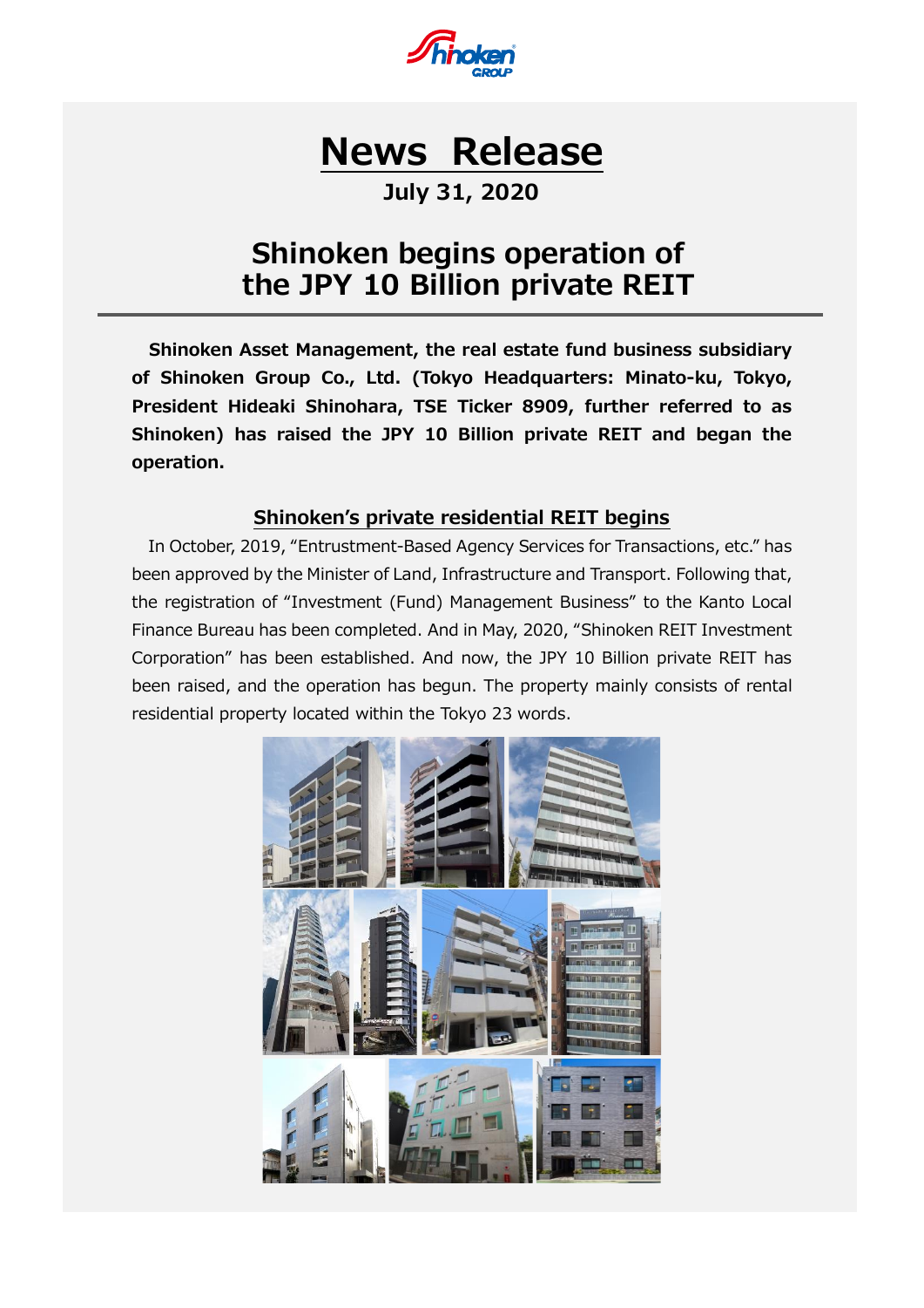# News Release

**July 31, 2020**

## Shinoken begins operation of the JPY 10 Billion private REIT

**Shinoken Asset Management, the real estate fund business subsidiary of Shinoken Group Co., Ltd. (Tokyo Headquarters: Minato-ku, Tokyo, President Hideaki Shinohara, TSE Ticker 8909, further referred to as Shinoken) has raised the JPY 10 Billion private REIT and began the operation.**

### Shinoken's private residential REIT begins

In October, 2019, "Entrustment-Based Agency Services for Transactions, etc." has been approved by the Minister of Land, Infrastructure and Transport. Following that, the registration of "Investment (Fund) Management Business" to the Kanto Local Finance Bureau has been completed. And in May, 2020, "Shinoken REIT Investment Corporation" has been established. And now, the JPY 10 Billion private REIT has been raised, and the operation has begun. The property mainly consists of rental residential property located within the Tokyo 23 words.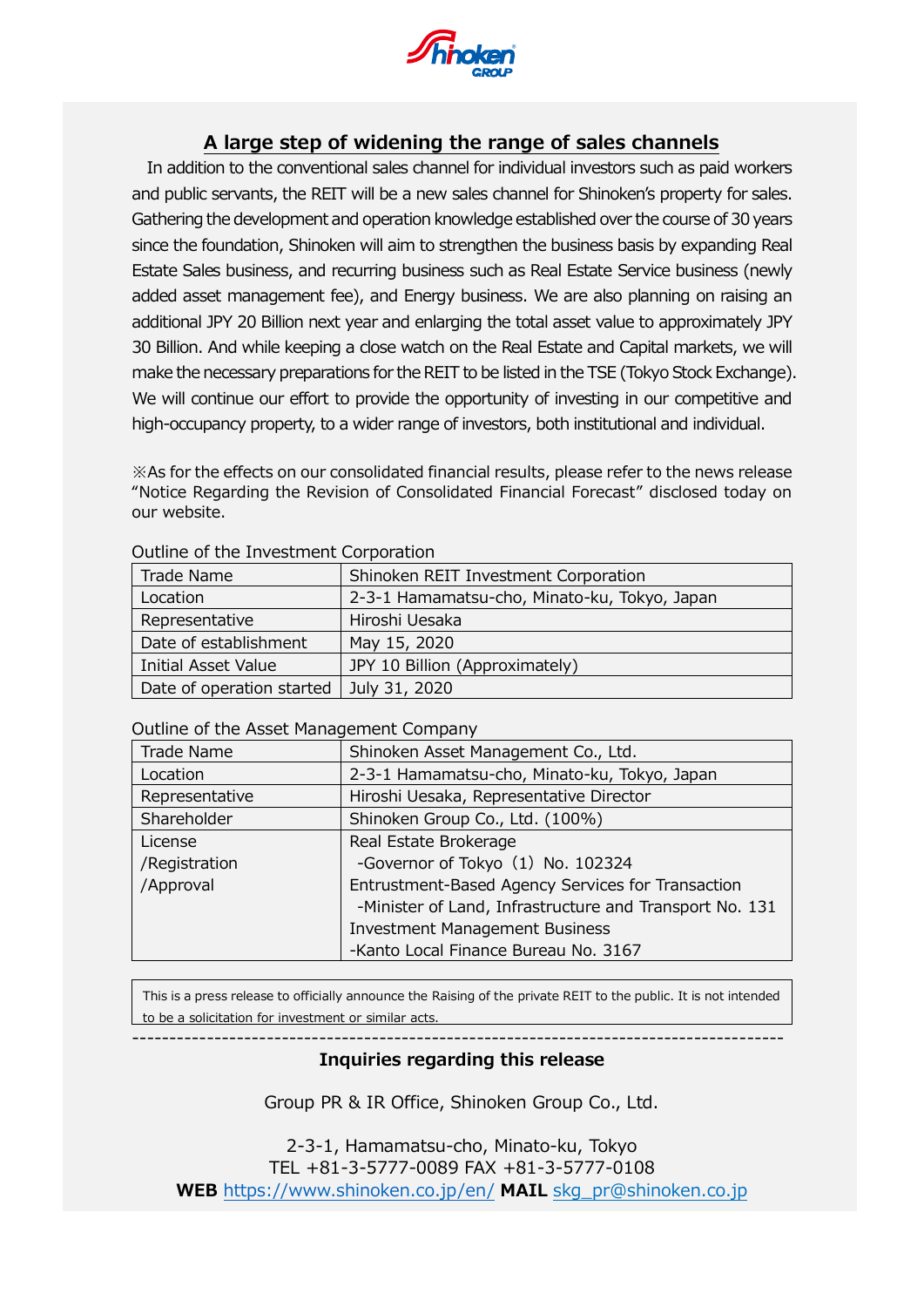## A large step of widening the range of sales channels

In addition to the conventional sales channel for individual investors such as paid workers and public servants, the REIT will be a new sales channel for Shinoken's property for sales. Gathering the development and operation knowledge established over the course of 30 years since the foundation, Shinoken will aim to strengthen the business basis by expanding Real Estate Sales business, and recurring business such as Real Estate Service business (newly added asset management fee), and Energy business. We are also planning on raising an additional JPY 20 Billion next year and enlarging the total asset value to approximately JPY 30 Billion. And while keeping a close watch on the Real Estate and Capital markets, we will make the necessary preparations for the REIT to be listed in the TSE (Tokyo Stock Exchange). We will continue our effort to provide the opportunity of investing in our competitive and high-occupancy property, to a wider range of investors, both institutional and individual.

※As for the effects on our consolidated financial results, please refer to the news release "Notice Regarding the Revision of Consolidated Financial Forecast" disclosed today on our website.

Outline of the Investment Corporation

| | |
|---|---|
| Trade Name | Shinoken REIT Investment Corporation |
| Location | 2-3-1 Hamamatsu-cho, Minato-ku, Tokyo, Japan |
| Representative | Hiroshi Uesaka |
| Date of establishment | May 15, 2020 |
| Initial Asset Value | JPY 10 Billion (Approximately) |
| Date of operation started | July 31, 2020 |

Outline of the Asset Management Company

| | |
|---|---|
| Trade Name | Shinoken Asset Management Co., Ltd. |
| Location | 2-3-1 Hamamatsu-cho, Minato-ku, Tokyo, Japan |
| Representative | Hiroshi Uesaka, Representative Director |
| Shareholder | Shinoken Group Co., Ltd. (100%) |
| License /Registration /Approval | Real Estate Brokerage<br>-Governor of Tokyo (1) No. 102324<br>Entrustment-Based Agency Services for Transaction<br>-Minister of Land, Infrastructure and Transport No. 131<br>Investment Management Business<br>-Kanto Local Finance Bureau No. 3167 |

This is a press release to officially announce the Raising of the private REIT to the public. It is not intended to be a solicitation for investment or similar acts.

---

**Inquiries regarding this release**

Group PR & IR Office, Shinoken Group Co., Ltd.

2-3-1, Hamamatsu-cho, Minato-ku, Tokyo
TEL +81-3-5777-0089 FAX +81-3-5777-0108
**WEB** https://www.shinoken.co.jp/en/ **MAIL** skg_pr@shinoken.co.jp